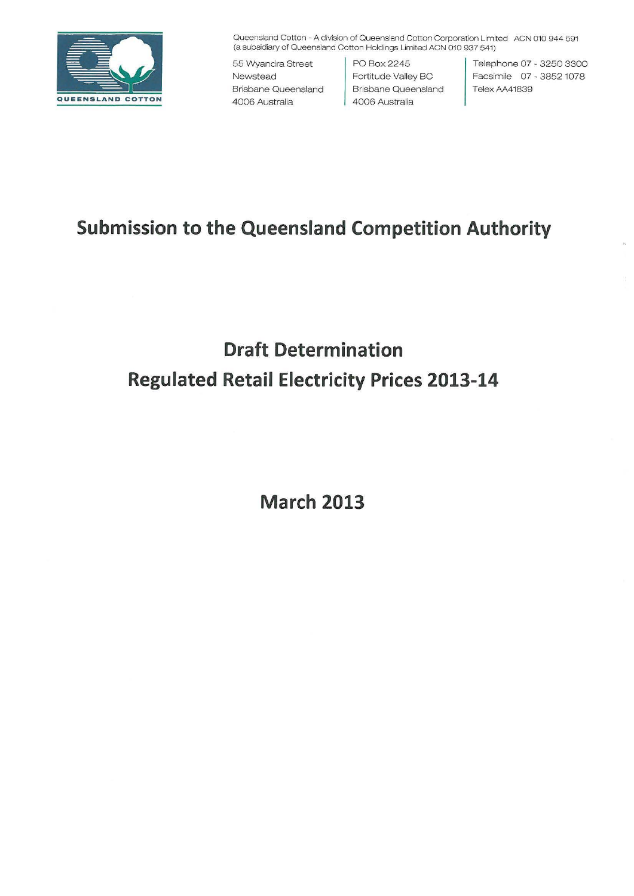QUEENSLAND COTTON

Queensland Cotton - A division of Queensland Cotton Corporation Limited ACN 010 944 591
(a subsidiary of Queensland Cotton Holdings Limited ACN 010 937 541)

55 Wyandra Street
Newstead
Brisbane Queensland
4006 Australia

PO Box 2245
Fortitude Valley BC
Brisbane Queensland
4006 Australia

Telephone 07 - 3250 3300
Facsimile 07 - 3852 1078
Telex AA41839

# Submission to the Queensland Competition Authority

## Draft Determination
## Regulated Retail Electricity Prices 2013-14

## March 2013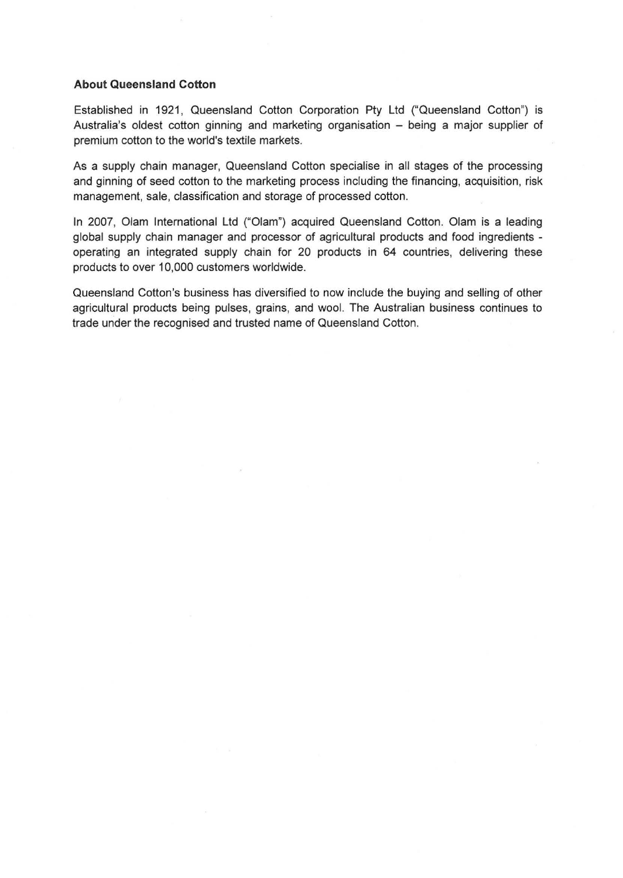**About Queensland Cotton**

Established in 1921, Queensland Cotton Corporation Pty Ltd ("Queensland Cotton") is Australia's oldest cotton ginning and marketing organisation – being a major supplier of premium cotton to the world's textile markets.

As a supply chain manager, Queensland Cotton specialise in all stages of the processing and ginning of seed cotton to the marketing process including the financing, acquisition, risk management, sale, classification and storage of processed cotton.

In 2007, Olam International Ltd ("Olam") acquired Queensland Cotton. Olam is a leading global supply chain manager and processor of agricultural products and food ingredients - operating an integrated supply chain for 20 products in 64 countries, delivering these products to over 10,000 customers worldwide.

Queensland Cotton's business has diversified to now include the buying and selling of other agricultural products being pulses, grains, and wool. The Australian business continues to trade under the recognised and trusted name of Queensland Cotton.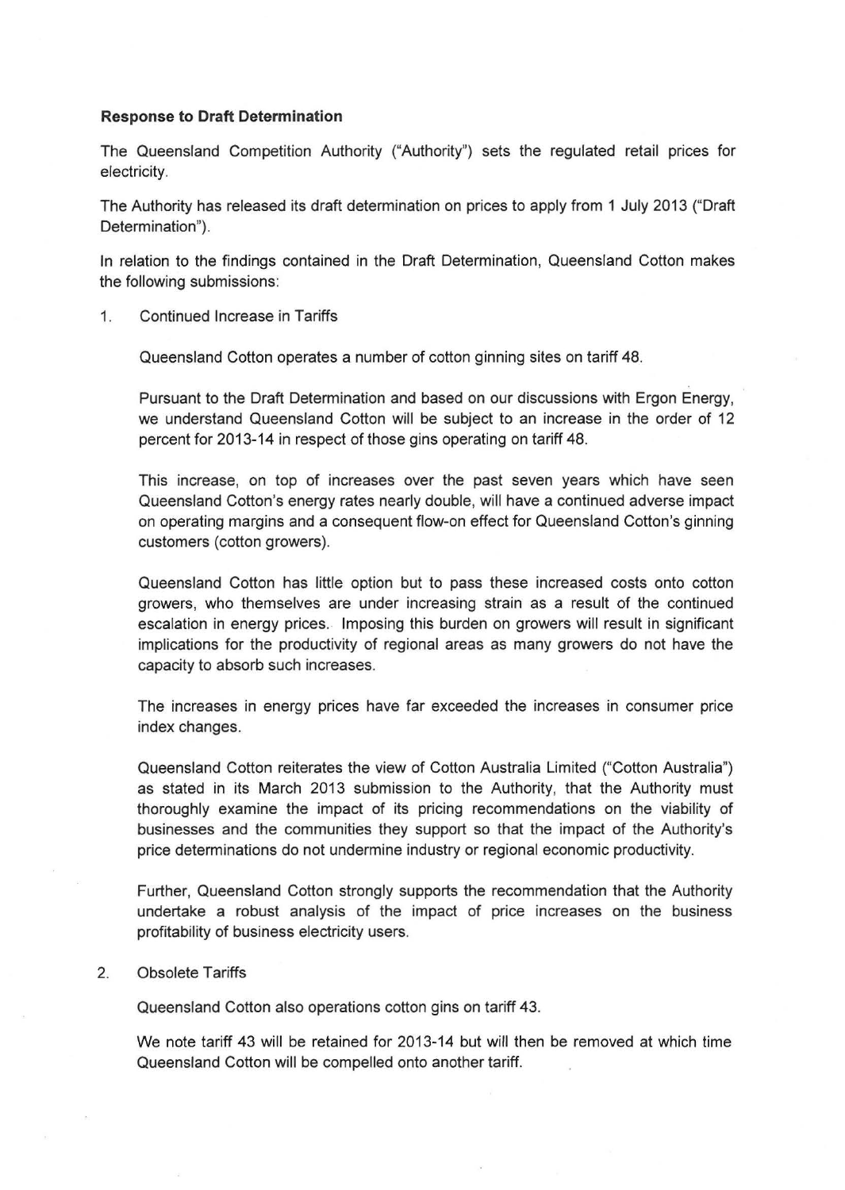**Response to Draft Determination**

The Queensland Competition Authority ("Authority") sets the regulated retail prices for electricity.

The Authority has released its draft determination on prices to apply from 1 July 2013 ("Draft Determination").

In relation to the findings contained in the Draft Determination, Queensland Cotton makes the following submissions:

1. Continued Increase in Tariffs

   Queensland Cotton operates a number of cotton ginning sites on tariff 48.

   Pursuant to the Draft Determination and based on our discussions with Ergon Energy, we understand Queensland Cotton will be subject to an increase in the order of 12 percent for 2013-14 in respect of those gins operating on tariff 48.

   This increase, on top of increases over the past seven years which have seen Queensland Cotton's energy rates nearly double, will have a continued adverse impact on operating margins and a consequent flow-on effect for Queensland Cotton's ginning customers (cotton growers).

   Queensland Cotton has little option but to pass these increased costs onto cotton growers, who themselves are under increasing strain as a result of the continued escalation in energy prices. Imposing this burden on growers will result in significant implications for the productivity of regional areas as many growers do not have the capacity to absorb such increases.

   The increases in energy prices have far exceeded the increases in consumer price index changes.

   Queensland Cotton reiterates the view of Cotton Australia Limited ("Cotton Australia") as stated in its March 2013 submission to the Authority, that the Authority must thoroughly examine the impact of its pricing recommendations on the viability of businesses and the communities they support so that the impact of the Authority's price determinations do not undermine industry or regional economic productivity.

   Further, Queensland Cotton strongly supports the recommendation that the Authority undertake a robust analysis of the impact of price increases on the business profitability of business electricity users.

2. Obsolete Tariffs

   Queensland Cotton also operations cotton gins on tariff 43.

   We note tariff 43 will be retained for 2013-14 but will then be removed at which time Queensland Cotton will be compelled onto another tariff.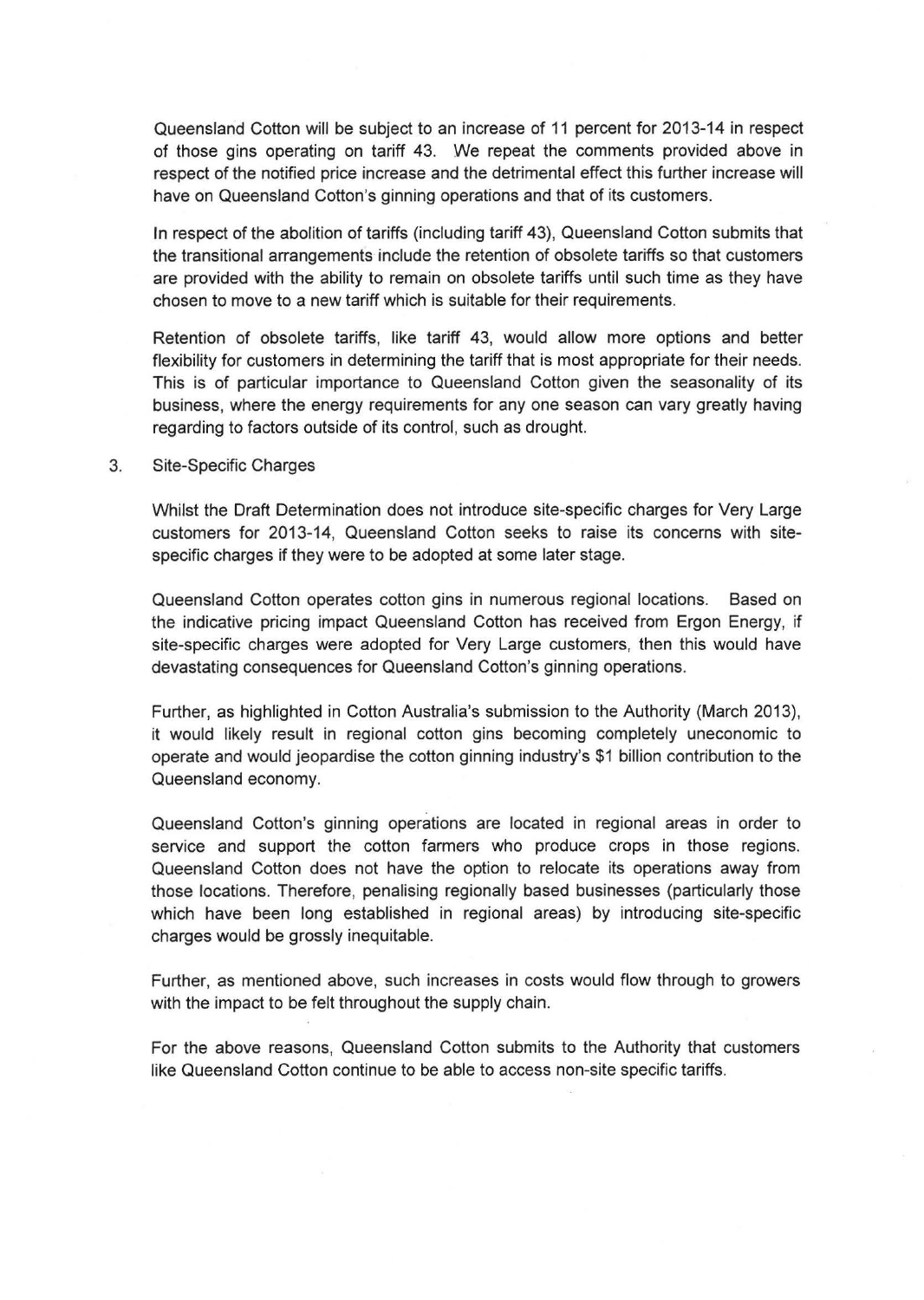Queensland Cotton will be subject to an increase of 11 percent for 2013-14 in respect of those gins operating on tariff 43. We repeat the comments provided above in respect of the notified price increase and the detrimental effect this further increase will have on Queensland Cotton's ginning operations and that of its customers.

In respect of the abolition of tariffs (including tariff 43), Queensland Cotton submits that the transitional arrangements include the retention of obsolete tariffs so that customers are provided with the ability to remain on obsolete tariffs until such time as they have chosen to move to a new tariff which is suitable for their requirements.

Retention of obsolete tariffs, like tariff 43, would allow more options and better flexibility for customers in determining the tariff that is most appropriate for their needs. This is of particular importance to Queensland Cotton given the seasonality of its business, where the energy requirements for any one season can vary greatly having regarding to factors outside of its control, such as drought.

3. Site-Specific Charges

Whilst the Draft Determination does not introduce site-specific charges for Very Large customers for 2013-14, Queensland Cotton seeks to raise its concerns with site-specific charges if they were to be adopted at some later stage.

Queensland Cotton operates cotton gins in numerous regional locations. Based on the indicative pricing impact Queensland Cotton has received from Ergon Energy, if site-specific charges were adopted for Very Large customers, then this would have devastating consequences for Queensland Cotton's ginning operations.

Further, as highlighted in Cotton Australia's submission to the Authority (March 2013), it would likely result in regional cotton gins becoming completely uneconomic to operate and would jeopardise the cotton ginning industry's $1 billion contribution to the Queensland economy.

Queensland Cotton's ginning operations are located in regional areas in order to service and support the cotton farmers who produce crops in those regions. Queensland Cotton does not have the option to relocate its operations away from those locations. Therefore, penalising regionally based businesses (particularly those which have been long established in regional areas) by introducing site-specific charges would be grossly inequitable.

Further, as mentioned above, such increases in costs would flow through to growers with the impact to be felt throughout the supply chain.

For the above reasons, Queensland Cotton submits to the Authority that customers like Queensland Cotton continue to be able to access non-site specific tariffs.